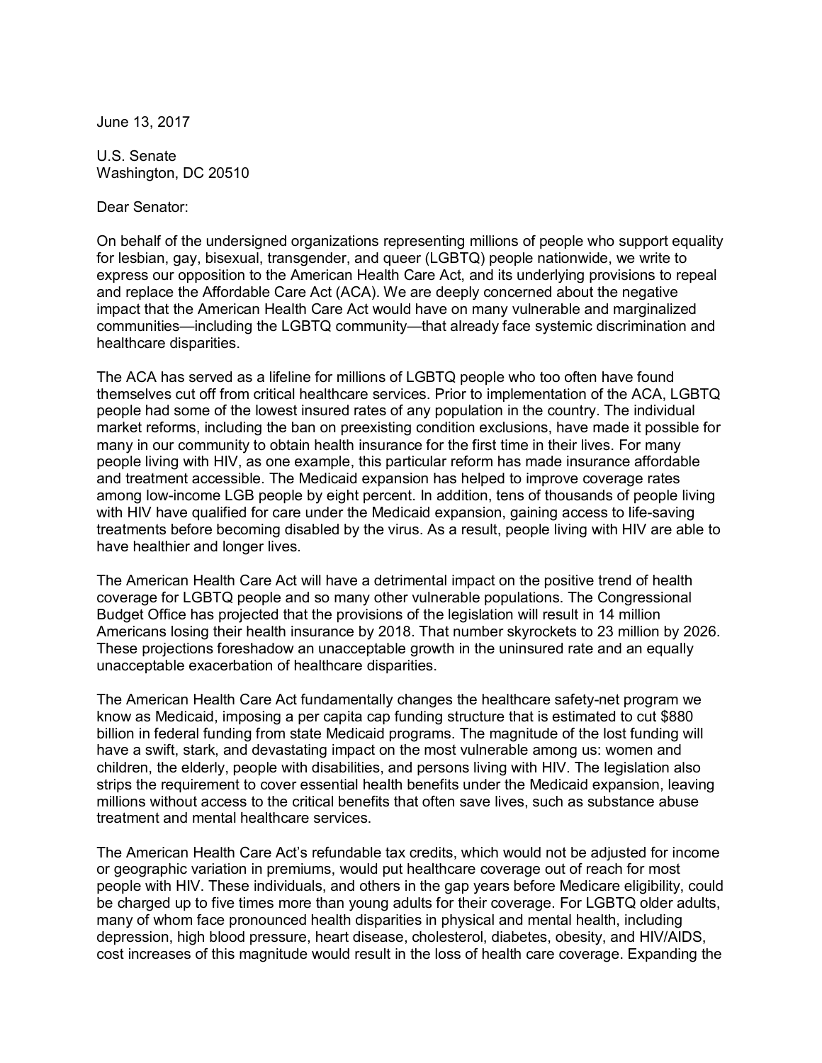June 13, 2017

U.S. Senate
Washington, DC 20510

Dear Senator:

On behalf of the undersigned organizations representing millions of people who support equality for lesbian, gay, bisexual, transgender, and queer (LGBTQ) people nationwide, we write to express our opposition to the American Health Care Act, and its underlying provisions to repeal and replace the Affordable Care Act (ACA). We are deeply concerned about the negative impact that the American Health Care Act would have on many vulnerable and marginalized communities—including the LGBTQ community—that already face systemic discrimination and healthcare disparities.

The ACA has served as a lifeline for millions of LGBTQ people who too often have found themselves cut off from critical healthcare services. Prior to implementation of the ACA, LGBTQ people had some of the lowest insured rates of any population in the country. The individual market reforms, including the ban on preexisting condition exclusions, have made it possible for many in our community to obtain health insurance for the first time in their lives. For many people living with HIV, as one example, this particular reform has made insurance affordable and treatment accessible. The Medicaid expansion has helped to improve coverage rates among low-income LGB people by eight percent. In addition, tens of thousands of people living with HIV have qualified for care under the Medicaid expansion, gaining access to life-saving treatments before becoming disabled by the virus. As a result, people living with HIV are able to have healthier and longer lives.

The American Health Care Act will have a detrimental impact on the positive trend of health coverage for LGBTQ people and so many other vulnerable populations. The Congressional Budget Office has projected that the provisions of the legislation will result in 14 million Americans losing their health insurance by 2018. That number skyrockets to 23 million by 2026. These projections foreshadow an unacceptable growth in the uninsured rate and an equally unacceptable exacerbation of healthcare disparities.

The American Health Care Act fundamentally changes the healthcare safety-net program we know as Medicaid, imposing a per capita cap funding structure that is estimated to cut $880 billion in federal funding from state Medicaid programs. The magnitude of the lost funding will have a swift, stark, and devastating impact on the most vulnerable among us: women and children, the elderly, people with disabilities, and persons living with HIV. The legislation also strips the requirement to cover essential health benefits under the Medicaid expansion, leaving millions without access to the critical benefits that often save lives, such as substance abuse treatment and mental healthcare services.

The American Health Care Act's refundable tax credits, which would not be adjusted for income or geographic variation in premiums, would put healthcare coverage out of reach for most people with HIV. These individuals, and others in the gap years before Medicare eligibility, could be charged up to five times more than young adults for their coverage. For LGBTQ older adults, many of whom face pronounced health disparities in physical and mental health, including depression, high blood pressure, heart disease, cholesterol, diabetes, obesity, and HIV/AIDS, cost increases of this magnitude would result in the loss of health care coverage. Expanding the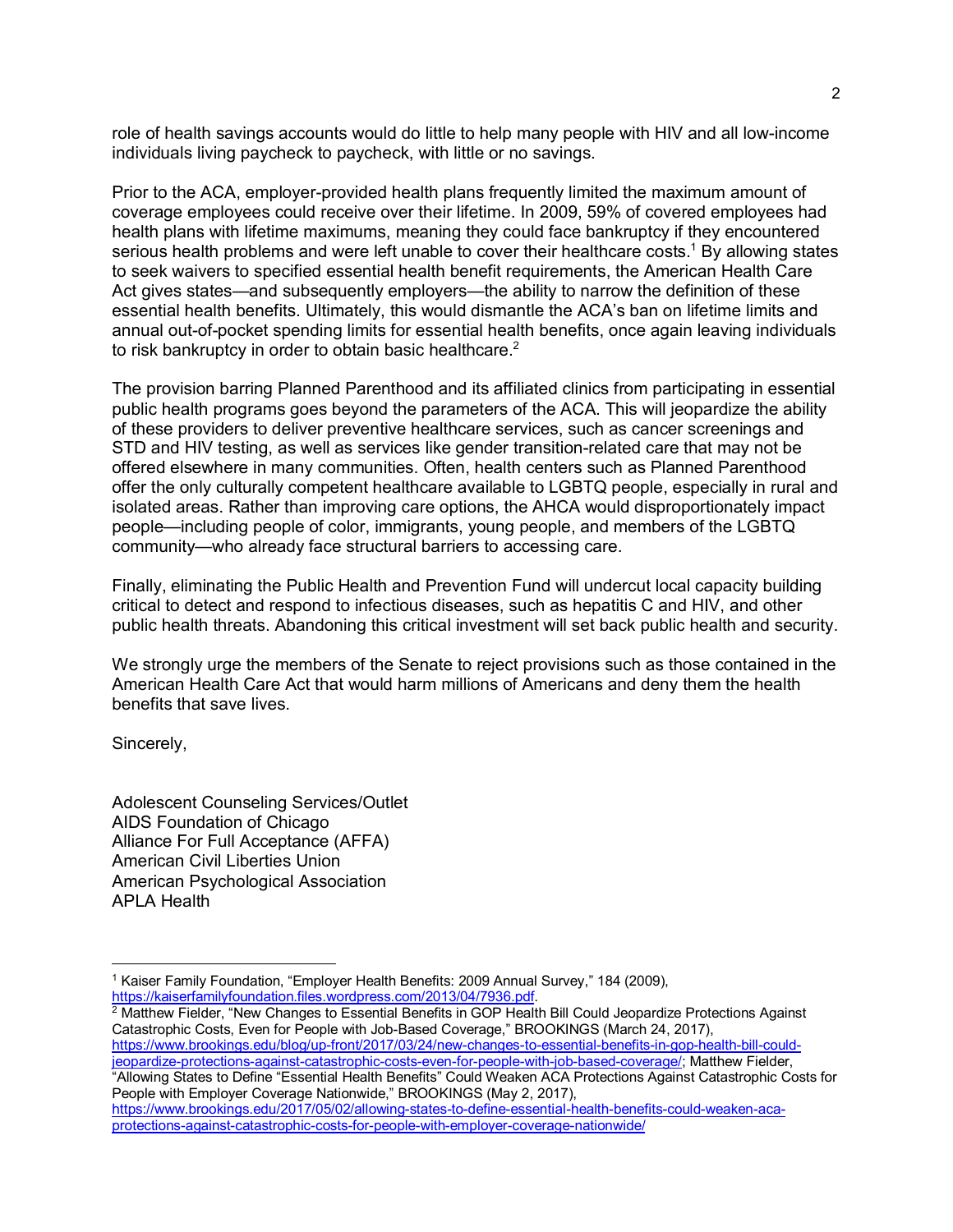role of health savings accounts would do little to help many people with HIV and all low-income individuals living paycheck to paycheck, with little or no savings.

Prior to the ACA, employer-provided health plans frequently limited the maximum amount of coverage employees could receive over their lifetime. In 2009, 59% of covered employees had health plans with lifetime maximums, meaning they could face bankruptcy if they encountered serious health problems and were left unable to cover their healthcare costs.[1] By allowing states to seek waivers to specified essential health benefit requirements, the American Health Care Act gives states—and subsequently employers—the ability to narrow the definition of these essential health benefits. Ultimately, this would dismantle the ACA's ban on lifetime limits and annual out-of-pocket spending limits for essential health benefits, once again leaving individuals to risk bankruptcy in order to obtain basic healthcare.[2]

The provision barring Planned Parenthood and its affiliated clinics from participating in essential public health programs goes beyond the parameters of the ACA. This will jeopardize the ability of these providers to deliver preventive healthcare services, such as cancer screenings and STD and HIV testing, as well as services like gender transition-related care that may not be offered elsewhere in many communities. Often, health centers such as Planned Parenthood offer the only culturally competent healthcare available to LGBTQ people, especially in rural and isolated areas. Rather than improving care options, the AHCA would disproportionately impact people—including people of color, immigrants, young people, and members of the LGBTQ community—who already face structural barriers to accessing care.

Finally, eliminating the Public Health and Prevention Fund will undercut local capacity building critical to detect and respond to infectious diseases, such as hepatitis C and HIV, and other public health threats. Abandoning this critical investment will set back public health and security.

We strongly urge the members of the Senate to reject provisions such as those contained in the American Health Care Act that would harm millions of Americans and deny them the health benefits that save lives.

Sincerely,

Adolescent Counseling Services/Outlet
AIDS Foundation of Chicago
Alliance For Full Acceptance (AFFA)
American Civil Liberties Union
American Psychological Association
APLA Health

---

[1] Kaiser Family Foundation, "Employer Health Benefits: 2009 Annual Survey," 184 (2009), https://kaiserfamilyfoundation.files.wordpress.com/2013/04/7936.pdf.

[2] Matthew Fielder, "New Changes to Essential Benefits in GOP Health Bill Could Jeopardize Protections Against Catastrophic Costs, Even for People with Job-Based Coverage," BROOKINGS (March 24, 2017), https://www.brookings.edu/blog/up-front/2017/03/24/new-changes-to-essential-benefits-in-gop-health-bill-could-jeopardize-protections-against-catastrophic-costs-even-for-people-with-job-based-coverage/; Matthew Fielder, "Allowing States to Define "Essential Health Benefits" Could Weaken ACA Protections Against Catastrophic Costs for People with Employer Coverage Nationwide," BROOKINGS (May 2, 2017), https://www.brookings.edu/2017/05/02/allowing-states-to-define-essential-health-benefits-could-weaken-aca-protections-against-catastrophic-costs-for-people-with-employer-coverage-nationwide/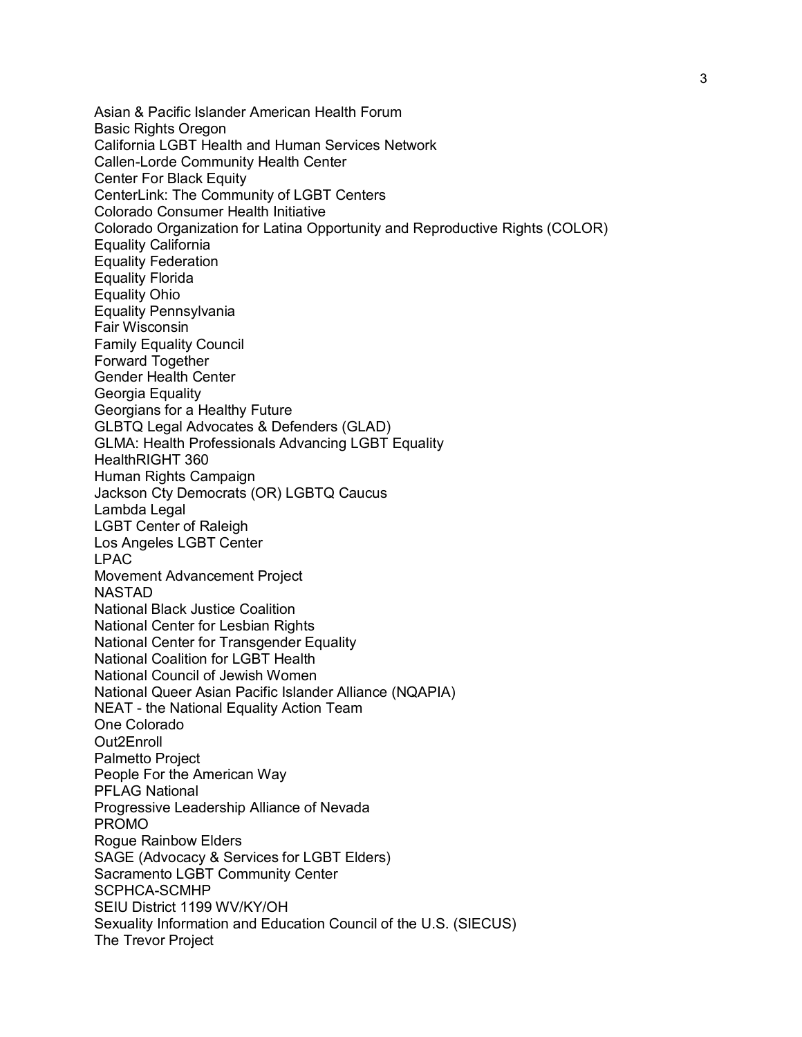Asian & Pacific Islander American Health Forum
Basic Rights Oregon
California LGBT Health and Human Services Network
Callen-Lorde Community Health Center
Center For Black Equity
CenterLink: The Community of LGBT Centers
Colorado Consumer Health Initiative
Colorado Organization for Latina Opportunity and Reproductive Rights (COLOR)
Equality California
Equality Federation
Equality Florida
Equality Ohio
Equality Pennsylvania
Fair Wisconsin
Family Equality Council
Forward Together
Gender Health Center
Georgia Equality
Georgians for a Healthy Future
GLBTQ Legal Advocates & Defenders (GLAD)
GLMA: Health Professionals Advancing LGBT Equality
HealthRIGHT 360
Human Rights Campaign
Jackson Cty Democrats (OR) LGBTQ Caucus
Lambda Legal
LGBT Center of Raleigh
Los Angeles LGBT Center
LPAC
Movement Advancement Project
NASTAD
National Black Justice Coalition
National Center for Lesbian Rights
National Center for Transgender Equality
National Coalition for LGBT Health
National Council of Jewish Women
National Queer Asian Pacific Islander Alliance (NQAPIA)
NEAT - the National Equality Action Team
One Colorado
Out2Enroll
Palmetto Project
People For the American Way
PFLAG National
Progressive Leadership Alliance of Nevada
PROMO
Rogue Rainbow Elders
SAGE (Advocacy & Services for LGBT Elders)
Sacramento LGBT Community Center
SCPHCA-SCMHP
SEIU District 1199 WV/KY/OH
Sexuality Information and Education Council of the U.S. (SIECUS)
The Trevor Project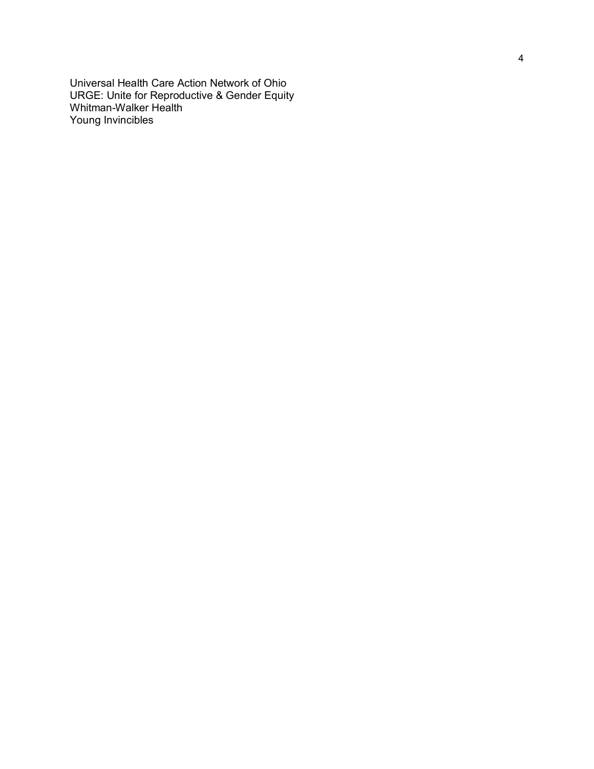Universal Health Care Action Network of Ohio
URGE: Unite for Reproductive & Gender Equity
Whitman-Walker Health
Young Invincibles